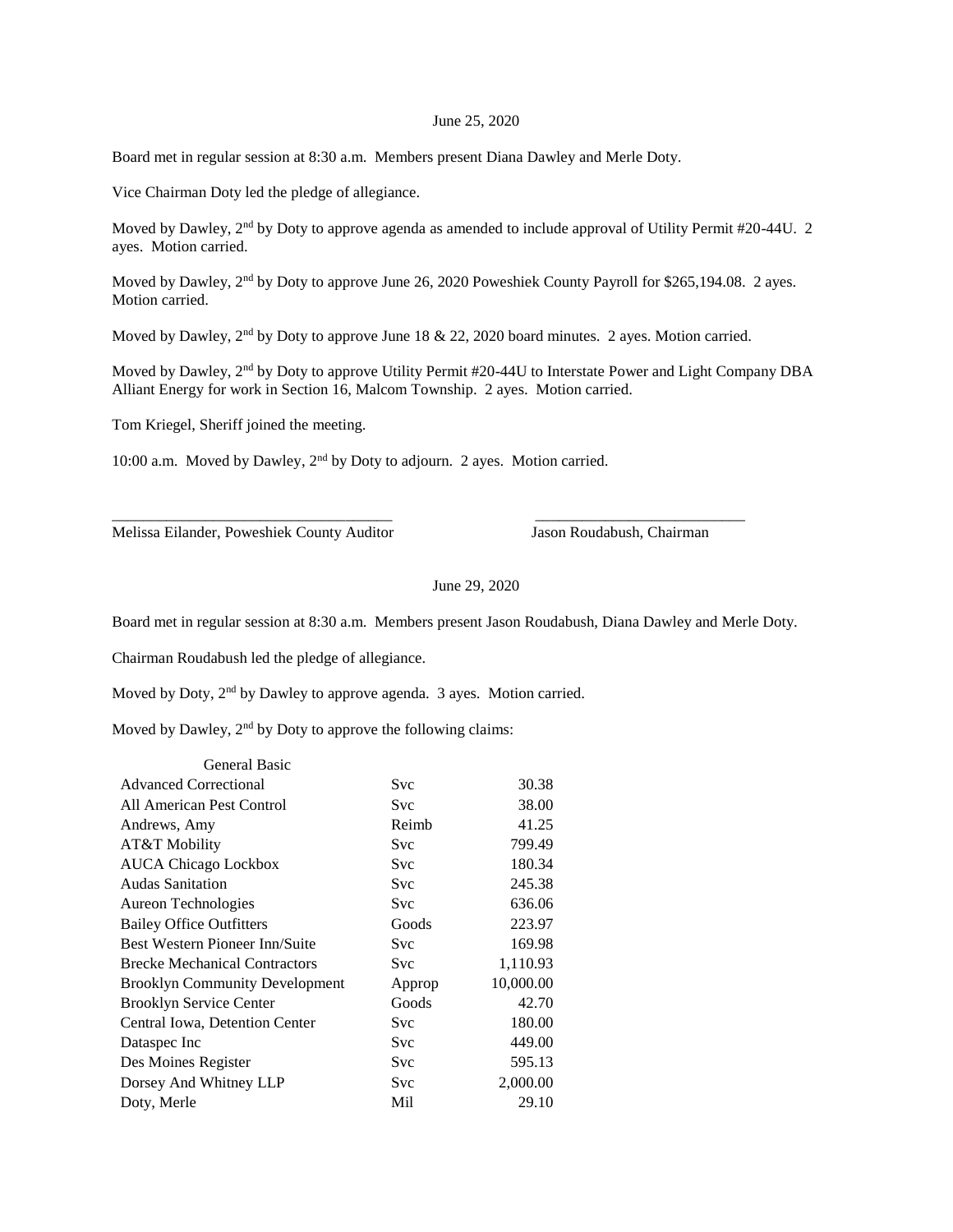June 25, 2020

Board met in regular session at 8:30 a.m. Members present Diana Dawley and Merle Doty.

Vice Chairman Doty led the pledge of allegiance.

Moved by Dawley, 2nd by Doty to approve agenda as amended to include approval of Utility Permit #20-44U. 2 ayes. Motion carried.

Moved by Dawley, 2nd by Doty to approve June 26, 2020 Poweshiek County Payroll for $265,194.08. 2 ayes. Motion carried.

Moved by Dawley, 2nd by Doty to approve June 18 & 22, 2020 board minutes. 2 ayes. Motion carried.

Moved by Dawley, 2nd by Doty to approve Utility Permit #20-44U to Interstate Power and Light Company DBA Alliant Energy for work in Section 16, Malcom Township. 2 ayes. Motion carried.

Tom Kriegel, Sheriff joined the meeting.

10:00 a.m. Moved by Dawley, 2nd by Doty to adjourn. 2 ayes. Motion carried.

\_\_\_\_\_\_\_\_\_\_\_\_\_\_\_\_\_\_\_\_\_\_\_\_\_\_\_\_\_\_\_\_\_\_\_\_ \_\_\_\_\_\_\_\_\_\_\_\_\_\_\_\_\_\_\_\_\_\_\_\_\_\_\_

Melissa Eilander, Poweshiek County Auditor Jason Roudabush, Chairman

June 29, 2020

Board met in regular session at 8:30 a.m. Members present Jason Roudabush, Diana Dawley and Merle Doty.

Chairman Roudabush led the pledge of allegiance.

Moved by Doty, 2nd by Dawley to approve agenda. 3 ayes. Motion carried.

Moved by Dawley, 2nd by Doty to approve the following claims:

| General Basic | | |
|---|---|---|
| Advanced Correctional | Svc | 30.38 |
| All American Pest Control | Svc | 38.00 |
| Andrews, Amy | Reimb | 41.25 |
| AT&T Mobility | Svc | 799.49 |
| AUCA Chicago Lockbox | Svc | 180.34 |
| Audas Sanitation | Svc | 245.38 |
| Aureon Technologies | Svc | 636.06 |
| Bailey Office Outfitters | Goods | 223.97 |
| Best Western Pioneer Inn/Suite | Svc | 169.98 |
| Brecke Mechanical Contractors | Svc | 1,110.93 |
| Brooklyn Community Development | Approp | 10,000.00 |
| Brooklyn Service Center | Goods | 42.70 |
| Central Iowa, Detention Center | Svc | 180.00 |
| Dataspec Inc | Svc | 449.00 |
| Des Moines Register | Svc | 595.13 |
| Dorsey And Whitney LLP | Svc | 2,000.00 |
| Doty, Merle | Mil | 29.10 |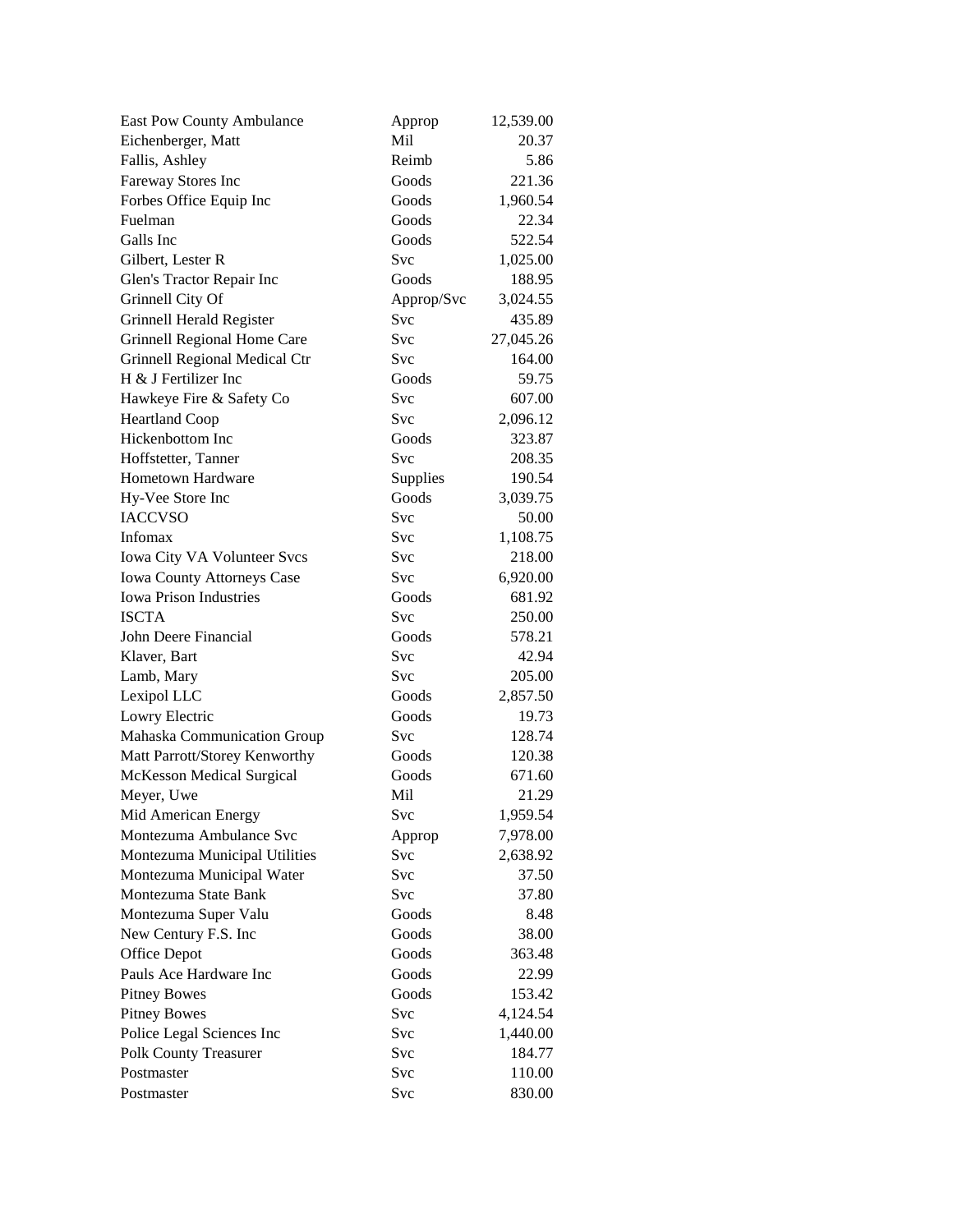| | | |
|---|---|---|
| East Pow County Ambulance | Approp | 12,539.00 |
| Eichenberger, Matt | Mil | 20.37 |
| Fallis, Ashley | Reimb | 5.86 |
| Fareway Stores Inc | Goods | 221.36 |
| Forbes Office Equip Inc | Goods | 1,960.54 |
| Fuelman | Goods | 22.34 |
| Galls Inc | Goods | 522.54 |
| Gilbert, Lester R | Svc | 1,025.00 |
| Glen's Tractor Repair Inc | Goods | 188.95 |
| Grinnell City Of | Approp/Svc | 3,024.55 |
| Grinnell Herald Register | Svc | 435.89 |
| Grinnell Regional Home Care | Svc | 27,045.26 |
| Grinnell Regional Medical Ctr | Svc | 164.00 |
| H & J Fertilizer Inc | Goods | 59.75 |
| Hawkeye Fire & Safety Co | Svc | 607.00 |
| Heartland Coop | Svc | 2,096.12 |
| Hickenbottom Inc | Goods | 323.87 |
| Hoffstetter, Tanner | Svc | 208.35 |
| Hometown Hardware | Supplies | 190.54 |
| Hy-Vee Store Inc | Goods | 3,039.75 |
| IACCVSO | Svc | 50.00 |
| Infomax | Svc | 1,108.75 |
| Iowa City VA Volunteer Svcs | Svc | 218.00 |
| Iowa County Attorneys Case | Svc | 6,920.00 |
| Iowa Prison Industries | Goods | 681.92 |
| ISCTA | Svc | 250.00 |
| John Deere Financial | Goods | 578.21 |
| Klaver, Bart | Svc | 42.94 |
| Lamb, Mary | Svc | 205.00 |
| Lexipol LLC | Goods | 2,857.50 |
| Lowry Electric | Goods | 19.73 |
| Mahaska Communication Group | Svc | 128.74 |
| Matt Parrott/Storey Kenworthy | Goods | 120.38 |
| McKesson Medical Surgical | Goods | 671.60 |
| Meyer, Uwe | Mil | 21.29 |
| Mid American Energy | Svc | 1,959.54 |
| Montezuma Ambulance Svc | Approp | 7,978.00 |
| Montezuma Municipal Utilities | Svc | 2,638.92 |
| Montezuma Municipal Water | Svc | 37.50 |
| Montezuma State Bank | Svc | 37.80 |
| Montezuma Super Valu | Goods | 8.48 |
| New Century F.S. Inc | Goods | 38.00 |
| Office Depot | Goods | 363.48 |
| Pauls Ace Hardware Inc | Goods | 22.99 |
| Pitney Bowes | Goods | 153.42 |
| Pitney Bowes | Svc | 4,124.54 |
| Police Legal Sciences Inc | Svc | 1,440.00 |
| Polk County Treasurer | Svc | 184.77 |
| Postmaster | Svc | 110.00 |
| Postmaster | Svc | 830.00 |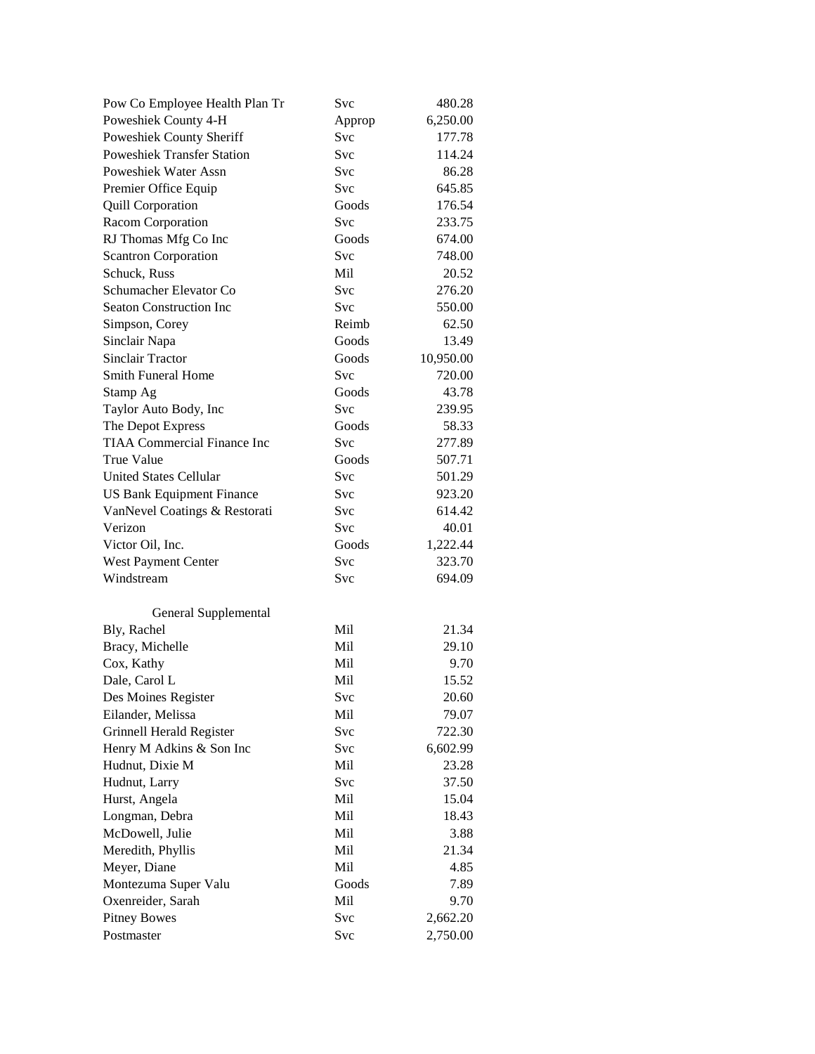| | | |
|---|---|---|
| Pow Co Employee Health Plan Tr | Svc | 480.28 |
| Poweshiek County 4-H | Approp | 6,250.00 |
| Poweshiek County Sheriff | Svc | 177.78 |
| Poweshiek Transfer Station | Svc | 114.24 |
| Poweshiek Water Assn | Svc | 86.28 |
| Premier Office Equip | Svc | 645.85 |
| Quill Corporation | Goods | 176.54 |
| Racom Corporation | Svc | 233.75 |
| RJ Thomas Mfg Co Inc | Goods | 674.00 |
| Scantron Corporation | Svc | 748.00 |
| Schuck, Russ | Mil | 20.52 |
| Schumacher Elevator Co | Svc | 276.20 |
| Seaton Construction Inc | Svc | 550.00 |
| Simpson, Corey | Reimb | 62.50 |
| Sinclair Napa | Goods | 13.49 |
| Sinclair Tractor | Goods | 10,950.00 |
| Smith Funeral Home | Svc | 720.00 |
| Stamp Ag | Goods | 43.78 |
| Taylor Auto Body, Inc | Svc | 239.95 |
| The Depot Express | Goods | 58.33 |
| TIAA Commercial Finance Inc | Svc | 277.89 |
| True Value | Goods | 507.71 |
| United States Cellular | Svc | 501.29 |
| US Bank Equipment Finance | Svc | 923.20 |
| VanNevel Coatings & Restorati | Svc | 614.42 |
| Verizon | Svc | 40.01 |
| Victor Oil, Inc. | Goods | 1,222.44 |
| West Payment Center | Svc | 323.70 |
| Windstream | Svc | 694.09 |

General Supplemental

| | | |
|---|---|---|
| Bly, Rachel | Mil | 21.34 |
| Bracy, Michelle | Mil | 29.10 |
| Cox, Kathy | Mil | 9.70 |
| Dale, Carol L | Mil | 15.52 |
| Des Moines Register | Svc | 20.60 |
| Eilander, Melissa | Mil | 79.07 |
| Grinnell Herald Register | Svc | 722.30 |
| Henry M Adkins & Son Inc | Svc | 6,602.99 |
| Hudnut, Dixie M | Mil | 23.28 |
| Hudnut, Larry | Svc | 37.50 |
| Hurst, Angela | Mil | 15.04 |
| Longman, Debra | Mil | 18.43 |
| McDowell, Julie | Mil | 3.88 |
| Meredith, Phyllis | Mil | 21.34 |
| Meyer, Diane | Mil | 4.85 |
| Montezuma Super Valu | Goods | 7.89 |
| Oxenreider, Sarah | Mil | 9.70 |
| Pitney Bowes | Svc | 2,662.20 |
| Postmaster | Svc | 2,750.00 |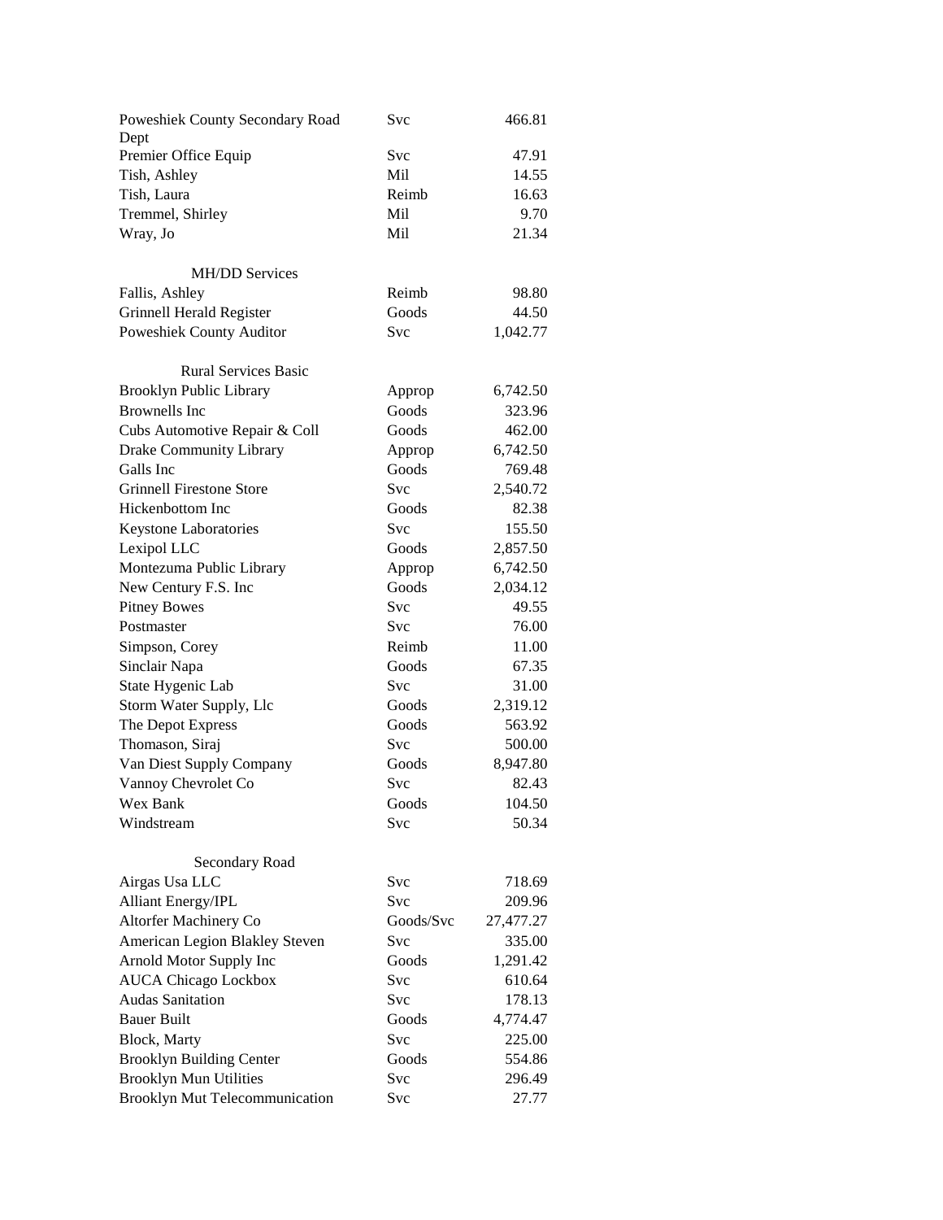| | | |
|---|---|---|
| Poweshiek County Secondary Road Dept | Svc | 466.81 |
| Premier Office Equip | Svc | 47.91 |
| Tish, Ashley | Mil | 14.55 |
| Tish, Laura | Reimb | 16.63 |
| Tremmel, Shirley | Mil | 9.70 |
| Wray, Jo | Mil | 21.34 |

MH/DD Services

| | | |
|---|---|---|
| Fallis, Ashley | Reimb | 98.80 |
| Grinnell Herald Register | Goods | 44.50 |
| Poweshiek County Auditor | Svc | 1,042.77 |

Rural Services Basic

| | | |
|---|---|---|
| Brooklyn Public Library | Approp | 6,742.50 |
| Brownells Inc | Goods | 323.96 |
| Cubs Automotive Repair & Coll | Goods | 462.00 |
| Drake Community Library | Approp | 6,742.50 |
| Galls Inc | Goods | 769.48 |
| Grinnell Firestone Store | Svc | 2,540.72 |
| Hickenbottom Inc | Goods | 82.38 |
| Keystone Laboratories | Svc | 155.50 |
| Lexipol LLC | Goods | 2,857.50 |
| Montezuma Public Library | Approp | 6,742.50 |
| New Century F.S. Inc | Goods | 2,034.12 |
| Pitney Bowes | Svc | 49.55 |
| Postmaster | Svc | 76.00 |
| Simpson, Corey | Reimb | 11.00 |
| Sinclair Napa | Goods | 67.35 |
| State Hygenic Lab | Svc | 31.00 |
| Storm Water Supply, Llc | Goods | 2,319.12 |
| The Depot Express | Goods | 563.92 |
| Thomason, Siraj | Svc | 500.00 |
| Van Diest Supply Company | Goods | 8,947.80 |
| Vannoy Chevrolet Co | Svc | 82.43 |
| Wex Bank | Goods | 104.50 |
| Windstream | Svc | 50.34 |

Secondary Road

| | | |
|---|---|---|
| Airgas Usa LLC | Svc | 718.69 |
| Alliant Energy/IPL | Svc | 209.96 |
| Altorfer Machinery Co | Goods/Svc | 27,477.27 |
| American Legion Blakley Steven | Svc | 335.00 |
| Arnold Motor Supply Inc | Goods | 1,291.42 |
| AUCA Chicago Lockbox | Svc | 610.64 |
| Audas Sanitation | Svc | 178.13 |
| Bauer Built | Goods | 4,774.47 |
| Block, Marty | Svc | 225.00 |
| Brooklyn Building Center | Goods | 554.86 |
| Brooklyn Mun Utilities | Svc | 296.49 |
| Brooklyn Mut Telecommunication | Svc | 27.77 |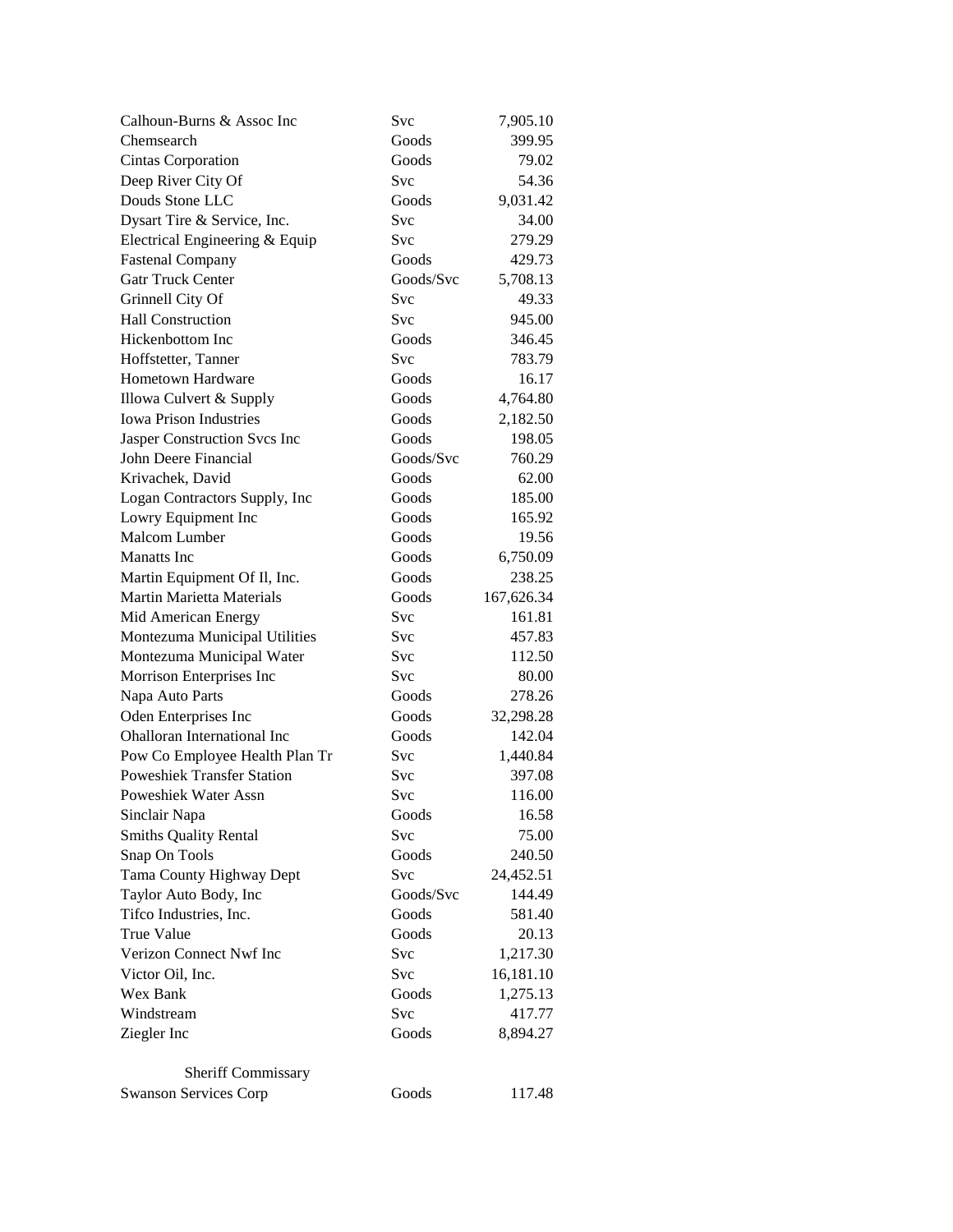| | | |
|---|---|---|
| Calhoun-Burns & Assoc Inc | Svc | 7,905.10 |
| Chemsearch | Goods | 399.95 |
| Cintas Corporation | Goods | 79.02 |
| Deep River City Of | Svc | 54.36 |
| Douds Stone LLC | Goods | 9,031.42 |
| Dysart Tire & Service, Inc. | Svc | 34.00 |
| Electrical Engineering & Equip | Svc | 279.29 |
| Fastenal Company | Goods | 429.73 |
| Gatr Truck Center | Goods/Svc | 5,708.13 |
| Grinnell City Of | Svc | 49.33 |
| Hall Construction | Svc | 945.00 |
| Hickenbottom Inc | Goods | 346.45 |
| Hoffstetter, Tanner | Svc | 783.79 |
| Hometown Hardware | Goods | 16.17 |
| Illowa Culvert & Supply | Goods | 4,764.80 |
| Iowa Prison Industries | Goods | 2,182.50 |
| Jasper Construction Svcs Inc | Goods | 198.05 |
| John Deere Financial | Goods/Svc | 760.29 |
| Krivachek, David | Goods | 62.00 |
| Logan Contractors Supply, Inc | Goods | 185.00 |
| Lowry Equipment Inc | Goods | 165.92 |
| Malcom Lumber | Goods | 19.56 |
| Manatts Inc | Goods | 6,750.09 |
| Martin Equipment Of Il, Inc. | Goods | 238.25 |
| Martin Marietta Materials | Goods | 167,626.34 |
| Mid American Energy | Svc | 161.81 |
| Montezuma Municipal Utilities | Svc | 457.83 |
| Montezuma Municipal Water | Svc | 112.50 |
| Morrison Enterprises Inc | Svc | 80.00 |
| Napa Auto Parts | Goods | 278.26 |
| Oden Enterprises Inc | Goods | 32,298.28 |
| Ohalloran International Inc | Goods | 142.04 |
| Pow Co Employee Health Plan Tr | Svc | 1,440.84 |
| Poweshiek Transfer Station | Svc | 397.08 |
| Poweshiek Water Assn | Svc | 116.00 |
| Sinclair Napa | Goods | 16.58 |
| Smiths Quality Rental | Svc | 75.00 |
| Snap On Tools | Goods | 240.50 |
| Tama County Highway Dept | Svc | 24,452.51 |
| Taylor Auto Body, Inc | Goods/Svc | 144.49 |
| Tifco Industries, Inc. | Goods | 581.40 |
| True Value | Goods | 20.13 |
| Verizon Connect Nwf Inc | Svc | 1,217.30 |
| Victor Oil, Inc. | Svc | 16,181.10 |
| Wex Bank | Goods | 1,275.13 |
| Windstream | Svc | 417.77 |
| Ziegler Inc | Goods | 8,894.27 |

Sheriff Commissary

| | | |
|---|---|---|
| Swanson Services Corp | Goods | 117.48 |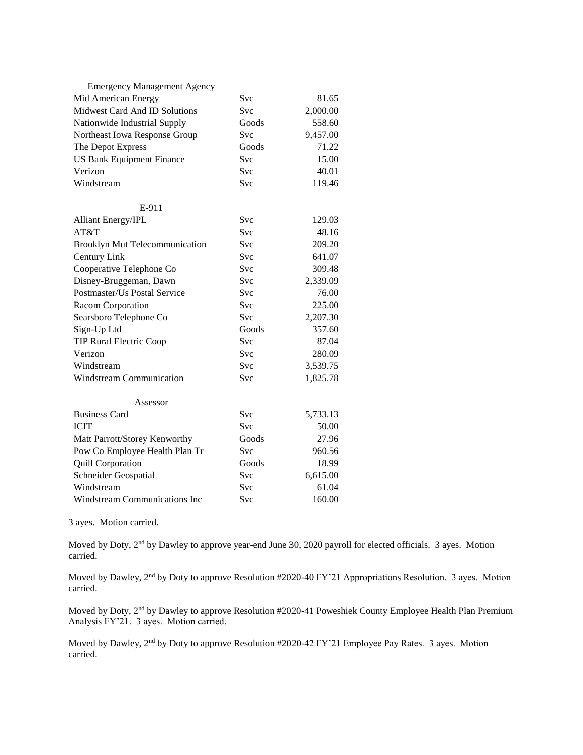| Emergency Management Agency | | |
|---|---|---|
| Mid American Energy | Svc | 81.65 |
| Midwest Card And ID Solutions | Svc | 2,000.00 |
| Nationwide Industrial Supply | Goods | 558.60 |
| Northeast Iowa Response Group | Svc | 9,457.00 |
| The Depot Express | Goods | 71.22 |
| US Bank Equipment Finance | Svc | 15.00 |
| Verizon | Svc | 40.01 |
| Windstream | Svc | 119.46 |
| **E-911** | | |
| Alliant Energy/IPL | Svc | 129.03 |
| AT&T | Svc | 48.16 |
| Brooklyn Mut Telecommunication | Svc | 209.20 |
| Century Link | Svc | 641.07 |
| Cooperative Telephone Co | Svc | 309.48 |
| Disney-Bruggeman, Dawn | Svc | 2,339.09 |
| Postmaster/Us Postal Service | Svc | 76.00 |
| Racom Corporation | Svc | 225.00 |
| Searsboro Telephone Co | Svc | 2,207.30 |
| Sign-Up Ltd | Goods | 357.60 |
| TIP Rural Electric Coop | Svc | 87.04 |
| Verizon | Svc | 280.09 |
| Windstream | Svc | 3,539.75 |
| Windstream Communication | Svc | 1,825.78 |
| **Assessor** | | |
| Business Card | Svc | 5,733.13 |
| ICIT | Svc | 50.00 |
| Matt Parrott/Storey Kenworthy | Goods | 27.96 |
| Pow Co Employee Health Plan Tr | Svc | 960.56 |
| Quill Corporation | Goods | 18.99 |
| Schneider Geospatial | Svc | 6,615.00 |
| Windstream | Svc | 61.04 |
| Windstream Communications Inc | Svc | 160.00 |

3 ayes. Motion carried.

Moved by Doty, 2nd by Dawley to approve year-end June 30, 2020 payroll for elected officials. 3 ayes. Motion carried.

Moved by Dawley, 2nd by Doty to approve Resolution #2020-40 FY'21 Appropriations Resolution. 3 ayes. Motion carried.

Moved by Doty, 2nd by Dawley to approve Resolution #2020-41 Poweshiek County Employee Health Plan Premium Analysis FY'21. 3 ayes. Motion carried.

Moved by Dawley, 2nd by Doty to approve Resolution #2020-42 FY'21 Employee Pay Rates. 3 ayes. Motion carried.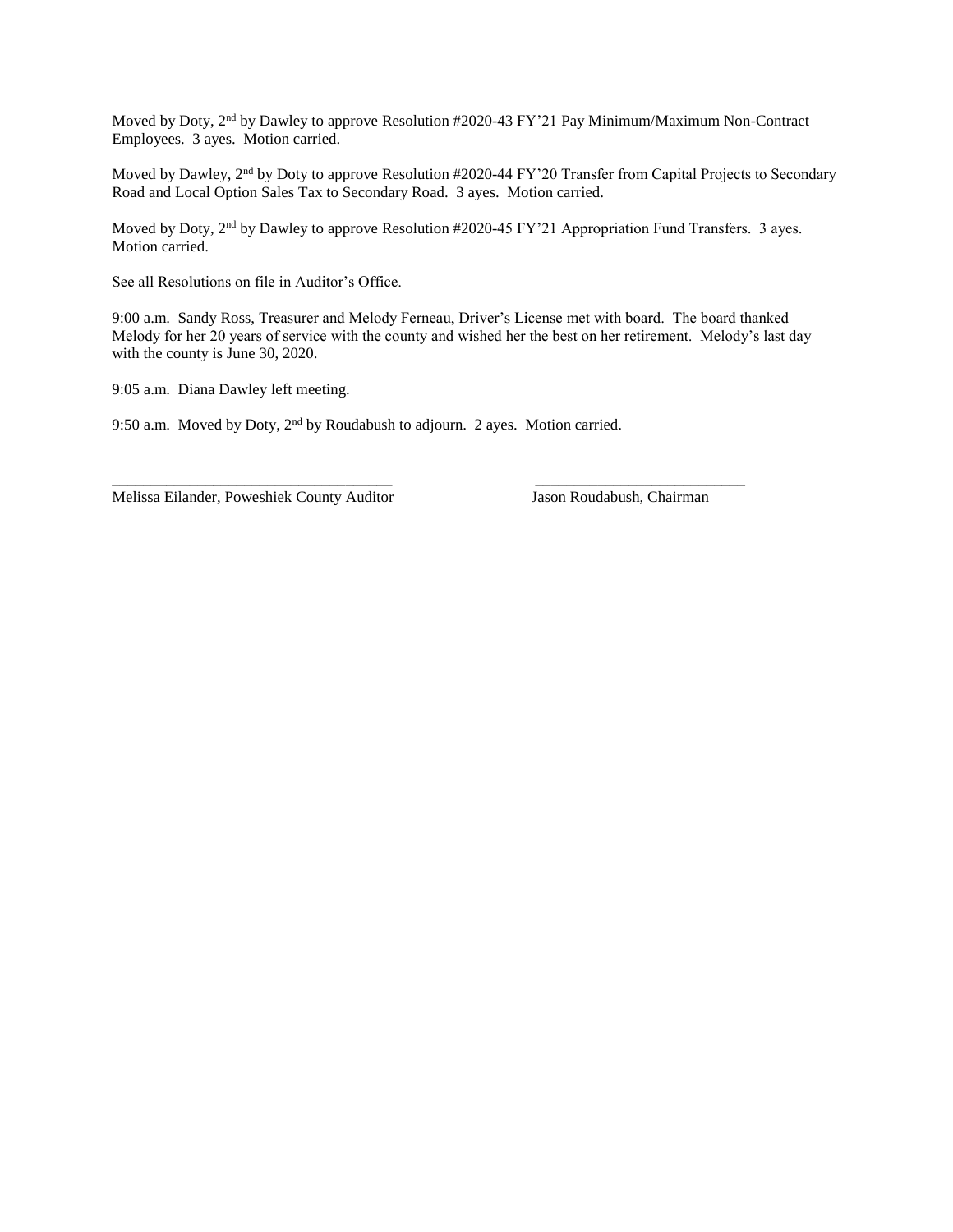Moved by Doty, 2nd by Dawley to approve Resolution #2020-43 FY'21 Pay Minimum/Maximum Non-Contract Employees. 3 ayes. Motion carried.

Moved by Dawley, 2nd by Doty to approve Resolution #2020-44 FY'20 Transfer from Capital Projects to Secondary Road and Local Option Sales Tax to Secondary Road. 3 ayes. Motion carried.

Moved by Doty, 2nd by Dawley to approve Resolution #2020-45 FY'21 Appropriation Fund Transfers. 3 ayes. Motion carried.

See all Resolutions on file in Auditor's Office.

9:00 a.m. Sandy Ross, Treasurer and Melody Ferneau, Driver's License met with board. The board thanked Melody for her 20 years of service with the county and wished her the best on her retirement. Melody's last day with the county is June 30, 2020.

9:05 a.m. Diana Dawley left meeting.

9:50 a.m. Moved by Doty, 2nd by Roudabush to adjourn. 2 ayes. Motion carried.

\_\_\_\_\_\_\_\_\_\_\_\_\_\_\_\_\_\_\_\_\_\_\_\_\_\_\_\_\_\_\_\_\_\_\_\_
Melissa Eilander, Poweshiek County Auditor

\_\_\_\_\_\_\_\_\_\_\_\_\_\_\_\_\_\_\_\_\_\_\_\_\_\_\_\_
Jason Roudabush, Chairman